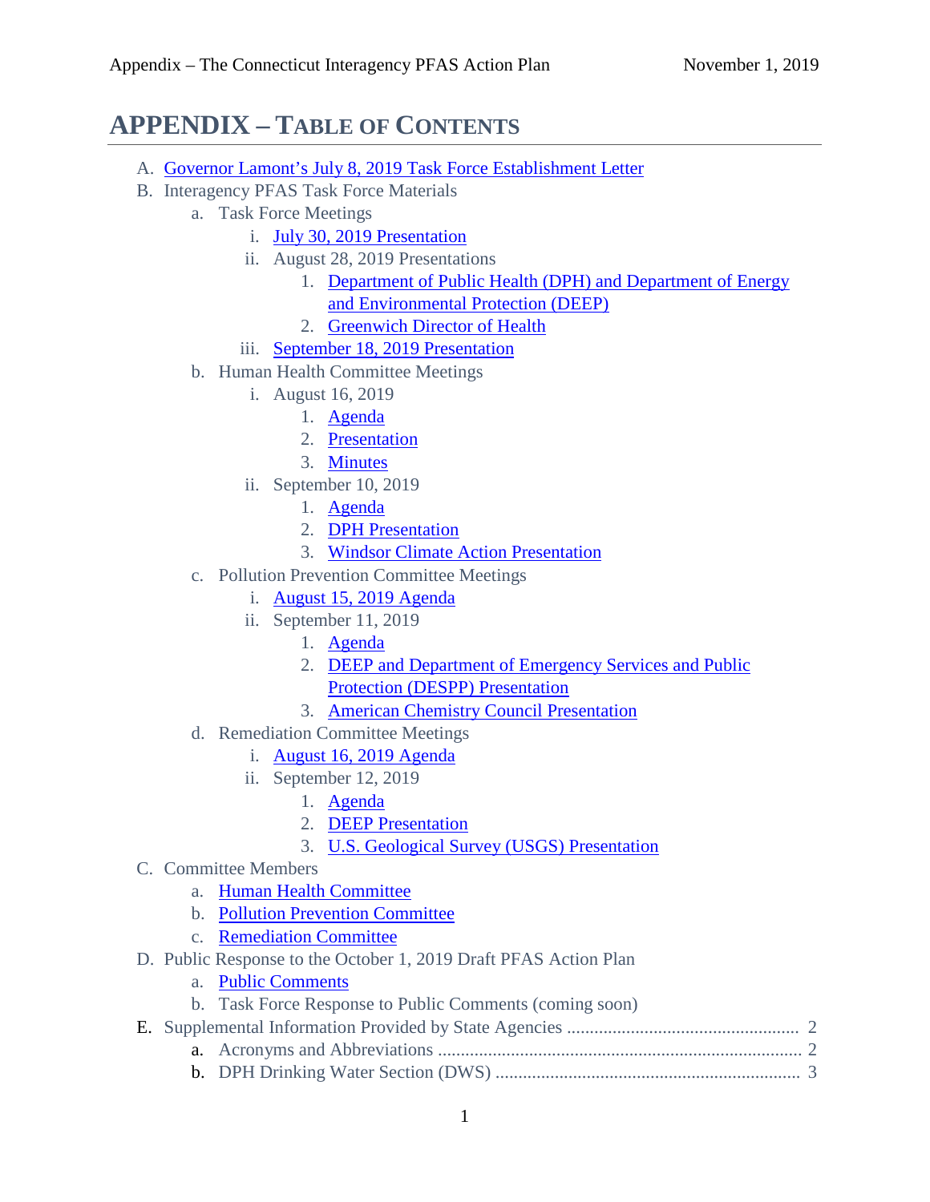# APPENDIX – TABLE OF CONTENTS

A. Governor Lamont's July 8, 2019 Task Force Establishment Letter
B. Interagency PFAS Task Force Materials
   a. Task Force Meetings
      i. July 30, 2019 Presentation
      ii. August 28, 2019 Presentations
         1. Department of Public Health (DPH) and Department of Energy and Environmental Protection (DEEP)
         2. Greenwich Director of Health
      iii. September 18, 2019 Presentation
   b. Human Health Committee Meetings
      i. August 16, 2019
         1. Agenda
         2. Presentation
         3. Minutes
      ii. September 10, 2019
         1. Agenda
         2. DPH Presentation
         3. Windsor Climate Action Presentation
   c. Pollution Prevention Committee Meetings
      i. August 15, 2019 Agenda
      ii. September 11, 2019
         1. Agenda
         2. DEEP and Department of Emergency Services and Public Protection (DESPP) Presentation
         3. American Chemistry Council Presentation
   d. Remediation Committee Meetings
      i. August 16, 2019 Agenda
      ii. September 12, 2019
         1. Agenda
         2. DEEP Presentation
         3. U.S. Geological Survey (USGS) Presentation
C. Committee Members
   a. Human Health Committee
   b. Pollution Prevention Committee
   c. Remediation Committee
D. Public Response to the October 1, 2019 Draft PFAS Action Plan
   a. Public Comments
   b. Task Force Response to Public Comments (coming soon)
E. Supplemental Information Provided by State Agencies .................................................. 2
   a. Acronyms and Abbreviations ............................................................................... 2
   b. DPH Drinking Water Section (DWS) .................................................................. 3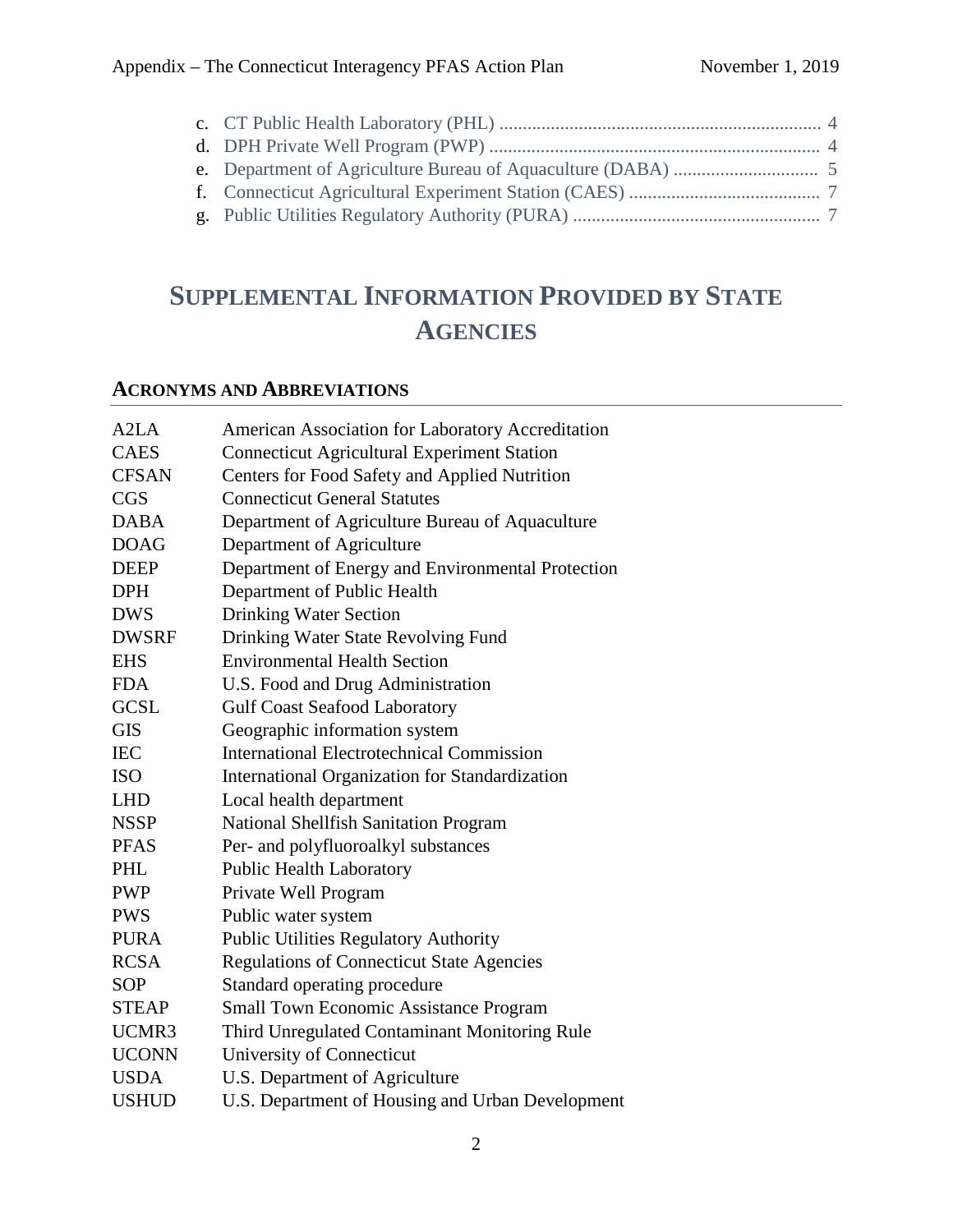c. CT Public Health Laboratory (PHL) .................................................................... 4
d. DPH Private Well Program (PWP) ...................................................................... 4
e. Department of Agriculture Bureau of Aquaculture (DABA) .............................. 5
f. Connecticut Agricultural Experiment Station (CAES) ......................................... 7
g. Public Utilities Regulatory Authority (PURA) .................................................... 7

# SUPPLEMENTAL INFORMATION PROVIDED BY STATE AGENCIES

## ACRONYMS AND ABBREVIATIONS

| | |
|---|---|
| A2LA | American Association for Laboratory Accreditation |
| CAES | Connecticut Agricultural Experiment Station |
| CFSAN | Centers for Food Safety and Applied Nutrition |
| CGS | Connecticut General Statutes |
| DABA | Department of Agriculture Bureau of Aquaculture |
| DOAG | Department of Agriculture |
| DEEP | Department of Energy and Environmental Protection |
| DPH | Department of Public Health |
| DWS | Drinking Water Section |
| DWSRF | Drinking Water State Revolving Fund |
| EHS | Environmental Health Section |
| FDA | U.S. Food and Drug Administration |
| GCSL | Gulf Coast Seafood Laboratory |
| GIS | Geographic information system |
| IEC | International Electrotechnical Commission |
| ISO | International Organization for Standardization |
| LHD | Local health department |
| NSSP | National Shellfish Sanitation Program |
| PFAS | Per- and polyfluoroalkyl substances |
| PHL | Public Health Laboratory |
| PWP | Private Well Program |
| PWS | Public water system |
| PURA | Public Utilities Regulatory Authority |
| RCSA | Regulations of Connecticut State Agencies |
| SOP | Standard operating procedure |
| STEAP | Small Town Economic Assistance Program |
| UCMR3 | Third Unregulated Contaminant Monitoring Rule |
| UCONN | University of Connecticut |
| USDA | U.S. Department of Agriculture |
| USHUD | U.S. Department of Housing and Urban Development |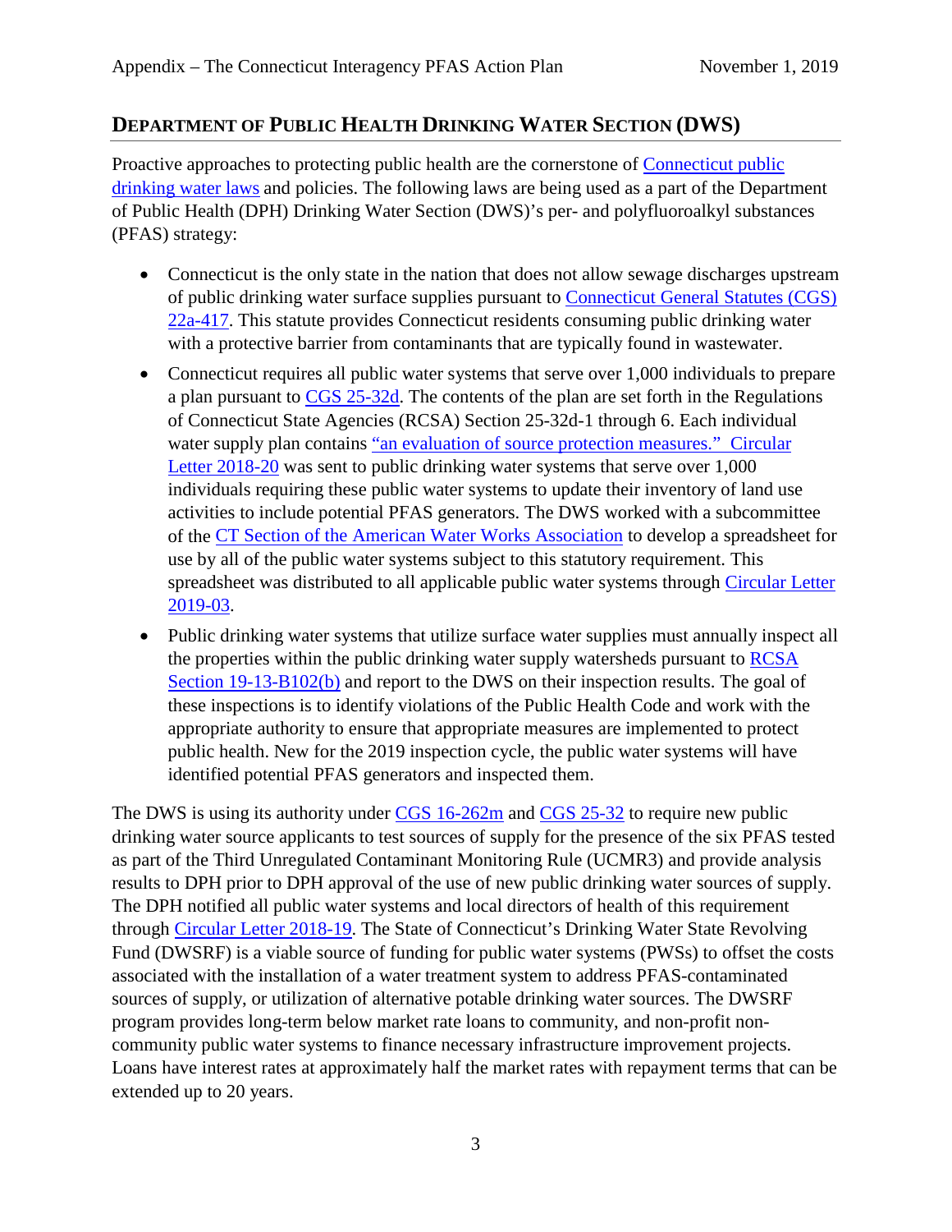## DEPARTMENT OF PUBLIC HEALTH DRINKING WATER SECTION (DWS)

Proactive approaches to protecting public health are the cornerstone of Connecticut public drinking water laws and policies. The following laws are being used as a part of the Department of Public Health (DPH) Drinking Water Section (DWS)'s per- and polyfluoroalkyl substances (PFAS) strategy:

- Connecticut is the only state in the nation that does not allow sewage discharges upstream of public drinking water surface supplies pursuant to Connecticut General Statutes (CGS) 22a-417. This statute provides Connecticut residents consuming public drinking water with a protective barrier from contaminants that are typically found in wastewater.
- Connecticut requires all public water systems that serve over 1,000 individuals to prepare a plan pursuant to CGS 25-32d. The contents of the plan are set forth in the Regulations of Connecticut State Agencies (RCSA) Section 25-32d-1 through 6. Each individual water supply plan contains "an evaluation of source protection measures." Circular Letter 2018-20 was sent to public drinking water systems that serve over 1,000 individuals requiring these public water systems to update their inventory of land use activities to include potential PFAS generators. The DWS worked with a subcommittee of the CT Section of the American Water Works Association to develop a spreadsheet for use by all of the public water systems subject to this statutory requirement. This spreadsheet was distributed to all applicable public water systems through Circular Letter 2019-03.
- Public drinking water systems that utilize surface water supplies must annually inspect all the properties within the public drinking water supply watersheds pursuant to RCSA Section 19-13-B102(b) and report to the DWS on their inspection results. The goal of these inspections is to identify violations of the Public Health Code and work with the appropriate authority to ensure that appropriate measures are implemented to protect public health. New for the 2019 inspection cycle, the public water systems will have identified potential PFAS generators and inspected them.

The DWS is using its authority under CGS 16-262m and CGS 25-32 to require new public drinking water source applicants to test sources of supply for the presence of the six PFAS tested as part of the Third Unregulated Contaminant Monitoring Rule (UCMR3) and provide analysis results to DPH prior to DPH approval of the use of new public drinking water sources of supply. The DPH notified all public water systems and local directors of health of this requirement through Circular Letter 2018-19. The State of Connecticut's Drinking Water State Revolving Fund (DWSRF) is a viable source of funding for public water systems (PWSs) to offset the costs associated with the installation of a water treatment system to address PFAS-contaminated sources of supply, or utilization of alternative potable drinking water sources. The DWSRF program provides long-term below market rate loans to community, and non-profit non-community public water systems to finance necessary infrastructure improvement projects. Loans have interest rates at approximately half the market rates with repayment terms that can be extended up to 20 years.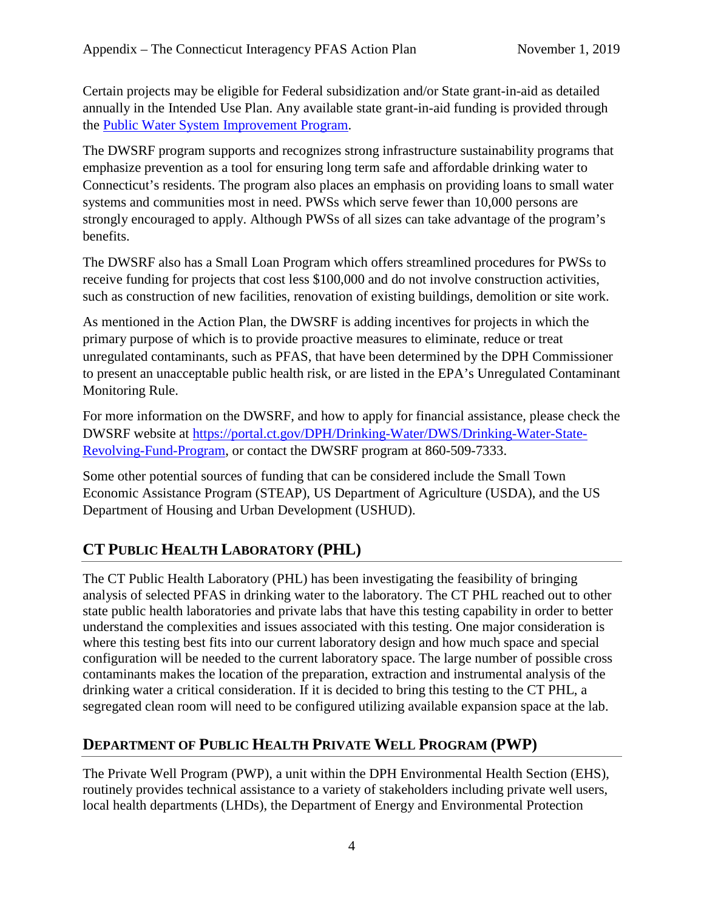Certain projects may be eligible for Federal subsidization and/or State grant-in-aid as detailed annually in the Intended Use Plan. Any available state grant-in-aid funding is provided through the [Public Water System Improvement Program](#).

The DWSRF program supports and recognizes strong infrastructure sustainability programs that emphasize prevention as a tool for ensuring long term safe and affordable drinking water to Connecticut's residents. The program also places an emphasis on providing loans to small water systems and communities most in need. PWSs which serve fewer than 10,000 persons are strongly encouraged to apply. Although PWSs of all sizes can take advantage of the program's benefits.

The DWSRF also has a Small Loan Program which offers streamlined procedures for PWSs to receive funding for projects that cost less $100,000 and do not involve construction activities, such as construction of new facilities, renovation of existing buildings, demolition or site work.

As mentioned in the Action Plan, the DWSRF is adding incentives for projects in which the primary purpose of which is to provide proactive measures to eliminate, reduce or treat unregulated contaminants, such as PFAS, that have been determined by the DPH Commissioner to present an unacceptable public health risk, or are listed in the EPA's Unregulated Contaminant Monitoring Rule.

For more information on the DWSRF, and how to apply for financial assistance, please check the DWSRF website at [https://portal.ct.gov/DPH/Drinking-Water/DWS/Drinking-Water-State-Revolving-Fund-Program](https://portal.ct.gov/DPH/Drinking-Water/DWS/Drinking-Water-State-Revolving-Fund-Program), or contact the DWSRF program at 860-509-7333.

Some other potential sources of funding that can be considered include the Small Town Economic Assistance Program (STEAP), US Department of Agriculture (USDA), and the US Department of Housing and Urban Development (USHUD).

## CT Public Health Laboratory (PHL)

The CT Public Health Laboratory (PHL) has been investigating the feasibility of bringing analysis of selected PFAS in drinking water to the laboratory. The CT PHL reached out to other state public health laboratories and private labs that have this testing capability in order to better understand the complexities and issues associated with this testing. One major consideration is where this testing best fits into our current laboratory design and how much space and special configuration will be needed to the current laboratory space. The large number of possible cross contaminants makes the location of the preparation, extraction and instrumental analysis of the drinking water a critical consideration. If it is decided to bring this testing to the CT PHL, a segregated clean room will need to be configured utilizing available expansion space at the lab.

## Department of Public Health Private Well Program (PWP)

The Private Well Program (PWP), a unit within the DPH Environmental Health Section (EHS), routinely provides technical assistance to a variety of stakeholders including private well users, local health departments (LHDs), the Department of Energy and Environmental Protection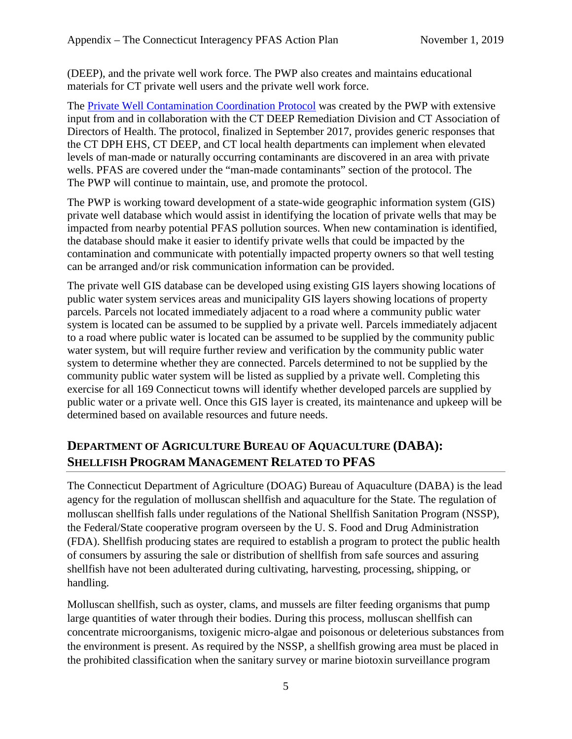(DEEP), and the private well work force. The PWP also creates and maintains educational materials for CT private well users and the private well work force.

The [Private Well Contamination Coordination Protocol]() was created by the PWP with extensive input from and in collaboration with the CT DEEP Remediation Division and CT Association of Directors of Health. The protocol, finalized in September 2017, provides generic responses that the CT DPH EHS, CT DEEP, and CT local health departments can implement when elevated levels of man-made or naturally occurring contaminants are discovered in an area with private wells. PFAS are covered under the "man-made contaminants" section of the protocol. The The PWP will continue to maintain, use, and promote the protocol.

The PWP is working toward development of a state-wide geographic information system (GIS) private well database which would assist in identifying the location of private wells that may be impacted from nearby potential PFAS pollution sources. When new contamination is identified, the database should make it easier to identify private wells that could be impacted by the contamination and communicate with potentially impacted property owners so that well testing can be arranged and/or risk communication information can be provided.

The private well GIS database can be developed using existing GIS layers showing locations of public water system services areas and municipality GIS layers showing locations of property parcels. Parcels not located immediately adjacent to a road where a community public water system is located can be assumed to be supplied by a private well. Parcels immediately adjacent to a road where public water is located can be assumed to be supplied by the community public water system, but will require further review and verification by the community public water system to determine whether they are connected. Parcels determined to not be supplied by the community public water system will be listed as supplied by a private well. Completing this exercise for all 169 Connecticut towns will identify whether developed parcels are supplied by public water or a private well. Once this GIS layer is created, its maintenance and upkeep will be determined based on available resources and future needs.

## Department of Agriculture Bureau of Aquaculture (DABA): Shellfish Program Management Related to PFAS

The Connecticut Department of Agriculture (DOAG) Bureau of Aquaculture (DABA) is the lead agency for the regulation of molluscan shellfish and aquaculture for the State. The regulation of molluscan shellfish falls under regulations of the National Shellfish Sanitation Program (NSSP), the Federal/State cooperative program overseen by the U. S. Food and Drug Administration (FDA). Shellfish producing states are required to establish a program to protect the public health of consumers by assuring the sale or distribution of shellfish from safe sources and assuring shellfish have not been adulterated during cultivating, harvesting, processing, shipping, or handling.

Molluscan shellfish, such as oyster, clams, and mussels are filter feeding organisms that pump large quantities of water through their bodies. During this process, molluscan shellfish can concentrate microorganisms, toxigenic micro-algae and poisonous or deleterious substances from the environment is present. As required by the NSSP, a shellfish growing area must be placed in the prohibited classification when the sanitary survey or marine biotoxin surveillance program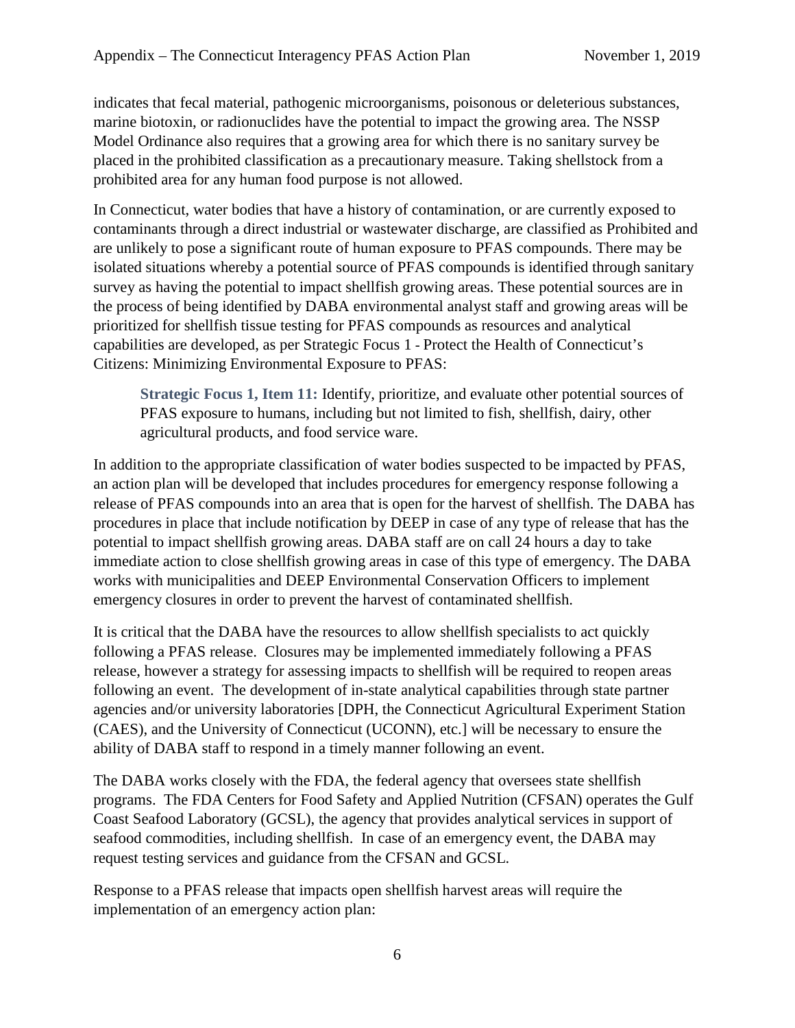indicates that fecal material, pathogenic microorganisms, poisonous or deleterious substances, marine biotoxin, or radionuclides have the potential to impact the growing area. The NSSP Model Ordinance also requires that a growing area for which there is no sanitary survey be placed in the prohibited classification as a precautionary measure. Taking shellstock from a prohibited area for any human food purpose is not allowed.

In Connecticut, water bodies that have a history of contamination, or are currently exposed to contaminants through a direct industrial or wastewater discharge, are classified as Prohibited and are unlikely to pose a significant route of human exposure to PFAS compounds. There may be isolated situations whereby a potential source of PFAS compounds is identified through sanitary survey as having the potential to impact shellfish growing areas. These potential sources are in the process of being identified by DABA environmental analyst staff and growing areas will be prioritized for shellfish tissue testing for PFAS compounds as resources and analytical capabilities are developed, as per Strategic Focus 1 - Protect the Health of Connecticut's Citizens: Minimizing Environmental Exposure to PFAS:

> **Strategic Focus 1, Item 11:** Identify, prioritize, and evaluate other potential sources of PFAS exposure to humans, including but not limited to fish, shellfish, dairy, other agricultural products, and food service ware.

In addition to the appropriate classification of water bodies suspected to be impacted by PFAS, an action plan will be developed that includes procedures for emergency response following a release of PFAS compounds into an area that is open for the harvest of shellfish. The DABA has procedures in place that include notification by DEEP in case of any type of release that has the potential to impact shellfish growing areas. DABA staff are on call 24 hours a day to take immediate action to close shellfish growing areas in case of this type of emergency. The DABA works with municipalities and DEEP Environmental Conservation Officers to implement emergency closures in order to prevent the harvest of contaminated shellfish.

It is critical that the DABA have the resources to allow shellfish specialists to act quickly following a PFAS release. Closures may be implemented immediately following a PFAS release, however a strategy for assessing impacts to shellfish will be required to reopen areas following an event. The development of in-state analytical capabilities through state partner agencies and/or university laboratories [DPH, the Connecticut Agricultural Experiment Station (CAES), and the University of Connecticut (UCONN), etc.] will be necessary to ensure the ability of DABA staff to respond in a timely manner following an event.

The DABA works closely with the FDA, the federal agency that oversees state shellfish programs. The FDA Centers for Food Safety and Applied Nutrition (CFSAN) operates the Gulf Coast Seafood Laboratory (GCSL), the agency that provides analytical services in support of seafood commodities, including shellfish. In case of an emergency event, the DABA may request testing services and guidance from the CFSAN and GCSL.

Response to a PFAS release that impacts open shellfish harvest areas will require the implementation of an emergency action plan: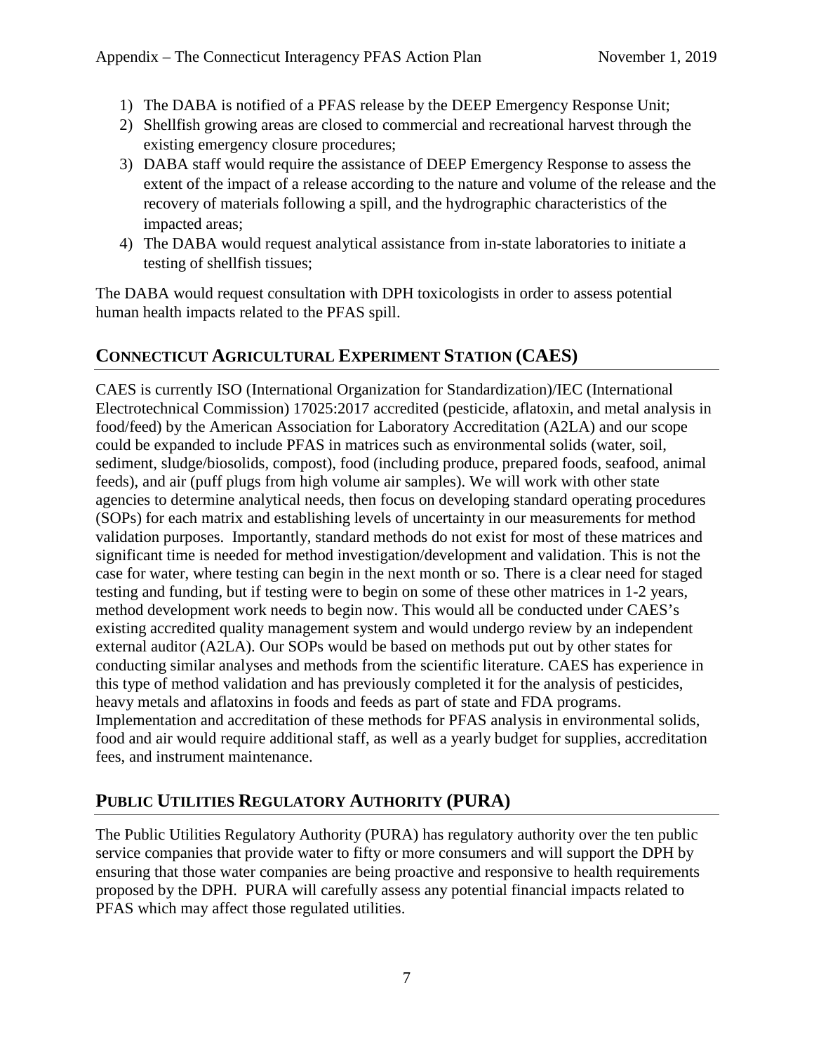1) The DABA is notified of a PFAS release by the DEEP Emergency Response Unit;
2) Shellfish growing areas are closed to commercial and recreational harvest through the existing emergency closure procedures;
3) DABA staff would require the assistance of DEEP Emergency Response to assess the extent of the impact of a release according to the nature and volume of the release and the recovery of materials following a spill, and the hydrographic characteristics of the impacted areas;
4) The DABA would request analytical assistance from in-state laboratories to initiate a testing of shellfish tissues;

The DABA would request consultation with DPH toxicologists in order to assess potential human health impacts related to the PFAS spill.

## CONNECTICUT AGRICULTURAL EXPERIMENT STATION (CAES)

CAES is currently ISO (International Organization for Standardization)/IEC (International Electrotechnical Commission) 17025:2017 accredited (pesticide, aflatoxin, and metal analysis in food/feed) by the American Association for Laboratory Accreditation (A2LA) and our scope could be expanded to include PFAS in matrices such as environmental solids (water, soil, sediment, sludge/biosolids, compost), food (including produce, prepared foods, seafood, animal feeds), and air (puff plugs from high volume air samples). We will work with other state agencies to determine analytical needs, then focus on developing standard operating procedures (SOPs) for each matrix and establishing levels of uncertainty in our measurements for method validation purposes. Importantly, standard methods do not exist for most of these matrices and significant time is needed for method investigation/development and validation. This is not the case for water, where testing can begin in the next month or so. There is a clear need for staged testing and funding, but if testing were to begin on some of these other matrices in 1-2 years, method development work needs to begin now. This would all be conducted under CAES's existing accredited quality management system and would undergo review by an independent external auditor (A2LA). Our SOPs would be based on methods put out by other states for conducting similar analyses and methods from the scientific literature. CAES has experience in this type of method validation and has previously completed it for the analysis of pesticides, heavy metals and aflatoxins in foods and feeds as part of state and FDA programs. Implementation and accreditation of these methods for PFAS analysis in environmental solids, food and air would require additional staff, as well as a yearly budget for supplies, accreditation fees, and instrument maintenance.

## PUBLIC UTILITIES REGULATORY AUTHORITY (PURA)

The Public Utilities Regulatory Authority (PURA) has regulatory authority over the ten public service companies that provide water to fifty or more consumers and will support the DPH by ensuring that those water companies are being proactive and responsive to health requirements proposed by the DPH. PURA will carefully assess any potential financial impacts related to PFAS which may affect those regulated utilities.